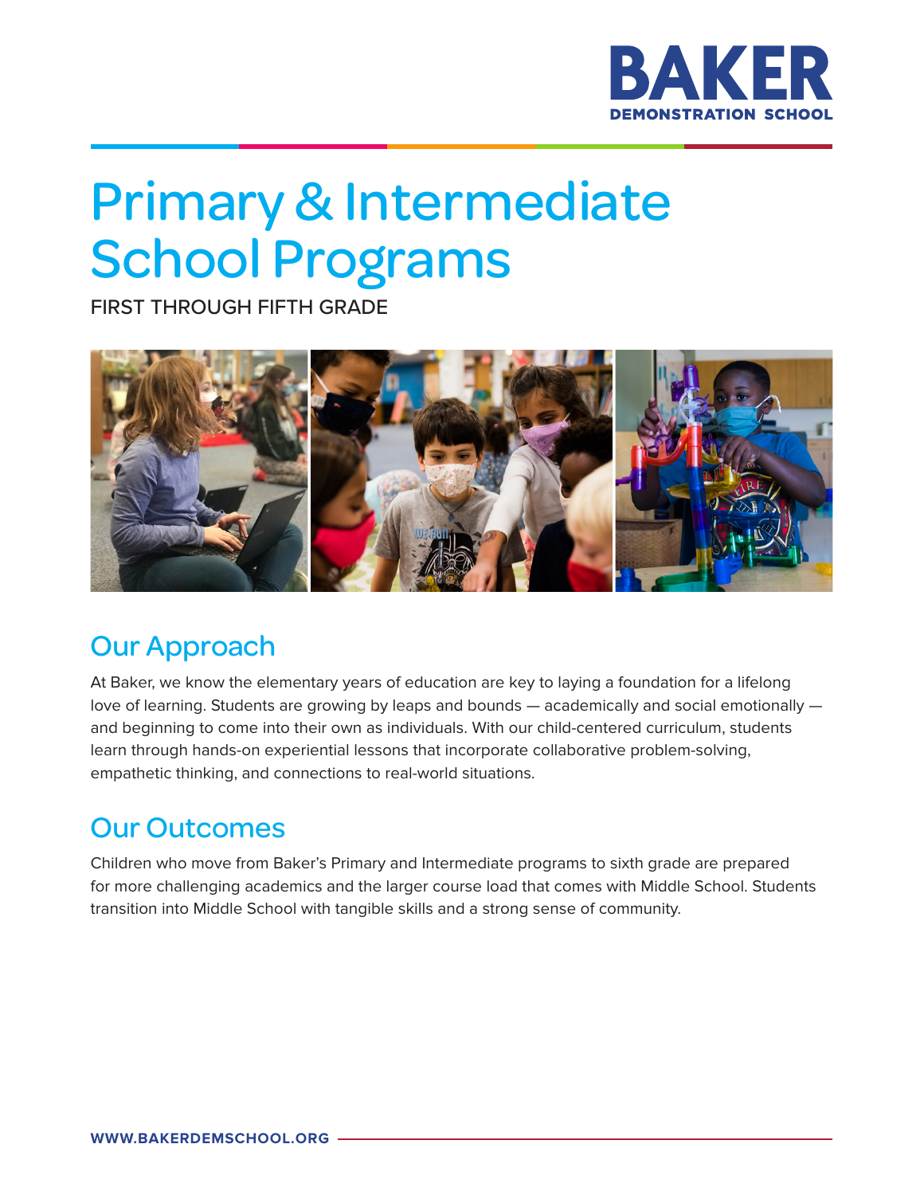BAKER
DEMONSTRATION SCHOOL

# Primary & Intermediate School Programs

FIRST THROUGH FIFTH GRADE

## Our Approach

At Baker, we know the elementary years of education are key to laying a foundation for a lifelong love of learning. Students are growing by leaps and bounds — academically and social emotionally — and beginning to come into their own as individuals. With our child-centered curriculum, students learn through hands-on experiential lessons that incorporate collaborative problem-solving, empathetic thinking, and connections to real-world situations.

## Our Outcomes

Children who move from Baker's Primary and Intermediate programs to sixth grade are prepared for more challenging academics and the larger course load that comes with Middle School. Students transition into Middle School with tangible skills and a strong sense of community.

**WWW.BAKERDEMSCHOOL.ORG**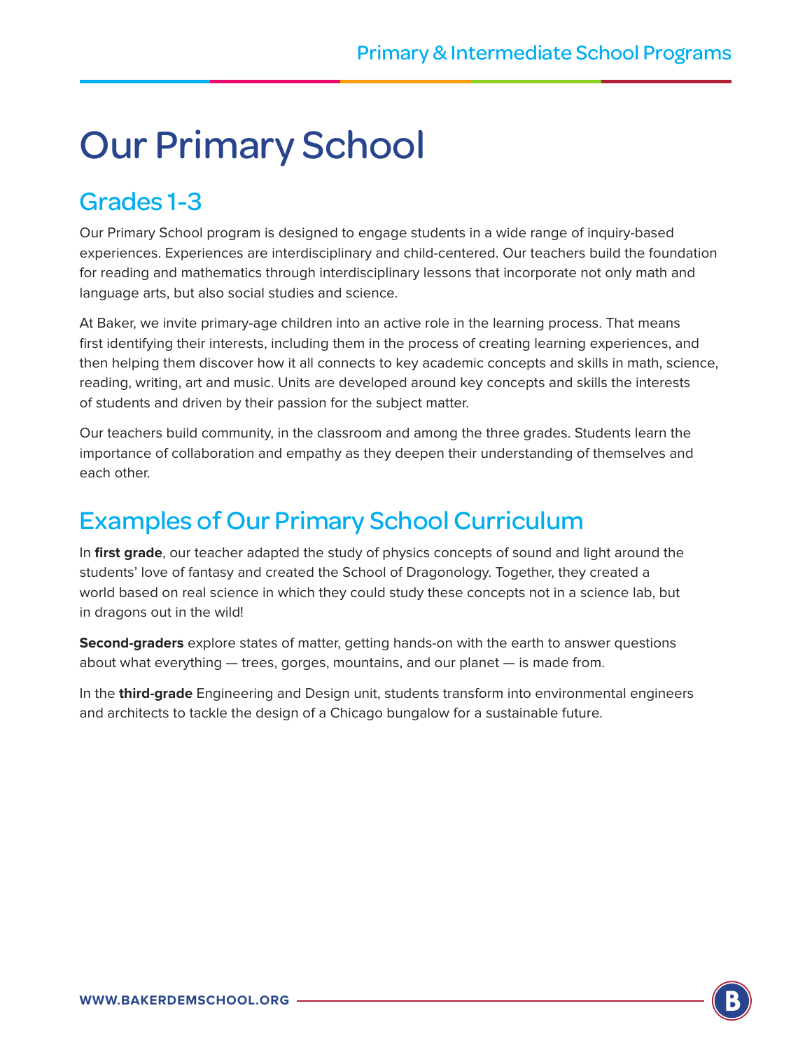# Our Primary School

## Grades 1-3

Our Primary School program is designed to engage students in a wide range of inquiry-based experiences. Experiences are interdisciplinary and child-centered. Our teachers build the foundation for reading and mathematics through interdisciplinary lessons that incorporate not only math and language arts, but also social studies and science.

At Baker, we invite primary-age children into an active role in the learning process. That means first identifying their interests, including them in the process of creating learning experiences, and then helping them discover how it all connects to key academic concepts and skills in math, science, reading, writing, art and music. Units are developed around key concepts and skills the interests of students and driven by their passion for the subject matter.

Our teachers build community, in the classroom and among the three grades. Students learn the importance of collaboration and empathy as they deepen their understanding of themselves and each other.

## Examples of Our Primary School Curriculum

In **first grade**, our teacher adapted the study of physics concepts of sound and light around the students' love of fantasy and created the School of Dragonology. Together, they created a world based on real science in which they could study these concepts not in a science lab, but in dragons out in the wild!

**Second-graders** explore states of matter, getting hands-on with the earth to answer questions about what everything — trees, gorges, mountains, and our planet — is made from.

In the **third-grade** Engineering and Design unit, students transform into environmental engineers and architects to tackle the design of a Chicago bungalow for a sustainable future.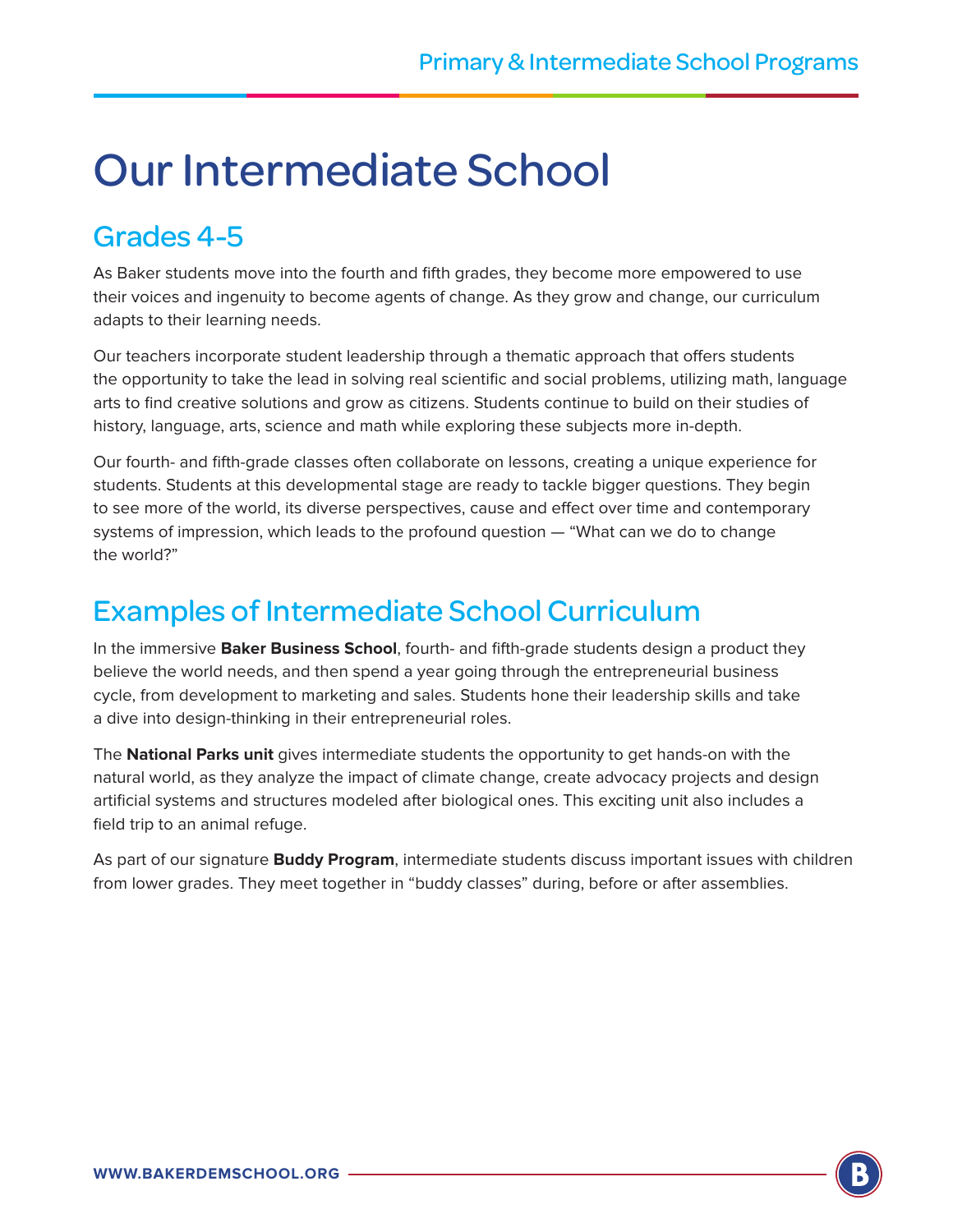# Our Intermediate School

## Grades 4-5

As Baker students move into the fourth and fifth grades, they become more empowered to use their voices and ingenuity to become agents of change. As they grow and change, our curriculum adapts to their learning needs.

Our teachers incorporate student leadership through a thematic approach that offers students the opportunity to take the lead in solving real scientific and social problems, utilizing math, language arts to find creative solutions and grow as citizens. Students continue to build on their studies of history, language, arts, science and math while exploring these subjects more in-depth.

Our fourth- and fifth-grade classes often collaborate on lessons, creating a unique experience for students. Students at this developmental stage are ready to tackle bigger questions. They begin to see more of the world, its diverse perspectives, cause and effect over time and contemporary systems of impression, which leads to the profound question — "What can we do to change the world?"

## Examples of Intermediate School Curriculum

In the immersive **Baker Business School**, fourth- and fifth-grade students design a product they believe the world needs, and then spend a year going through the entrepreneurial business cycle, from development to marketing and sales. Students hone their leadership skills and take a dive into design-thinking in their entrepreneurial roles.

The **National Parks unit** gives intermediate students the opportunity to get hands-on with the natural world, as they analyze the impact of climate change, create advocacy projects and design artificial systems and structures modeled after biological ones. This exciting unit also includes a field trip to an animal refuge.

As part of our signature **Buddy Program**, intermediate students discuss important issues with children from lower grades. They meet together in "buddy classes" during, before or after assemblies.